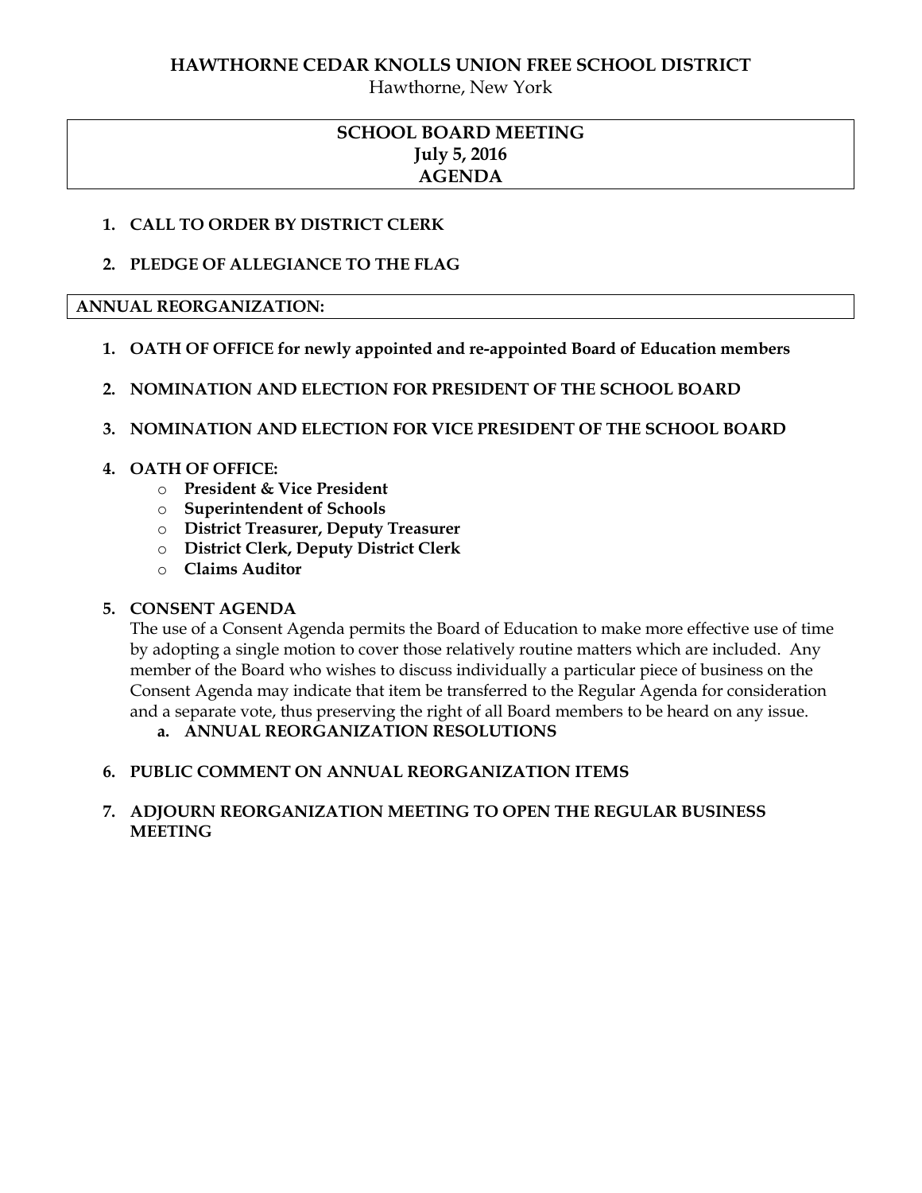# HAWTHORNE CEDAR KNOLLS UNION FREE SCHOOL DISTRICT

Hawthorne, New York

## SCHOOL BOARD MEETING
## July 5, 2016
## AGENDA

1. **CALL TO ORDER BY DISTRICT CLERK**

2. **PLEDGE OF ALLEGIANCE TO THE FLAG**

## ANNUAL REORGANIZATION:

1. **OATH OF OFFICE for newly appointed and re-appointed Board of Education members**

2. **NOMINATION AND ELECTION FOR PRESIDENT OF THE SCHOOL BOARD**

3. **NOMINATION AND ELECTION FOR VICE PRESIDENT OF THE SCHOOL BOARD**

4. **OATH OF OFFICE:**
   - **President & Vice President**
   - **Superintendent of Schools**
   - **District Treasurer, Deputy Treasurer**
   - **District Clerk, Deputy District Clerk**
   - **Claims Auditor**

5. **CONSENT AGENDA**

   The use of a Consent Agenda permits the Board of Education to make more effective use of time by adopting a single motion to cover those relatively routine matters which are included. Any member of the Board who wishes to discuss individually a particular piece of business on the Consent Agenda may indicate that item be transferred to the Regular Agenda for consideration and a separate vote, thus preserving the right of all Board members to be heard on any issue.

   a. **ANNUAL REORGANIZATION RESOLUTIONS**

6. **PUBLIC COMMENT ON ANNUAL REORGANIZATION ITEMS**

7. **ADJOURN REORGANIZATION MEETING TO OPEN THE REGULAR BUSINESS MEETING**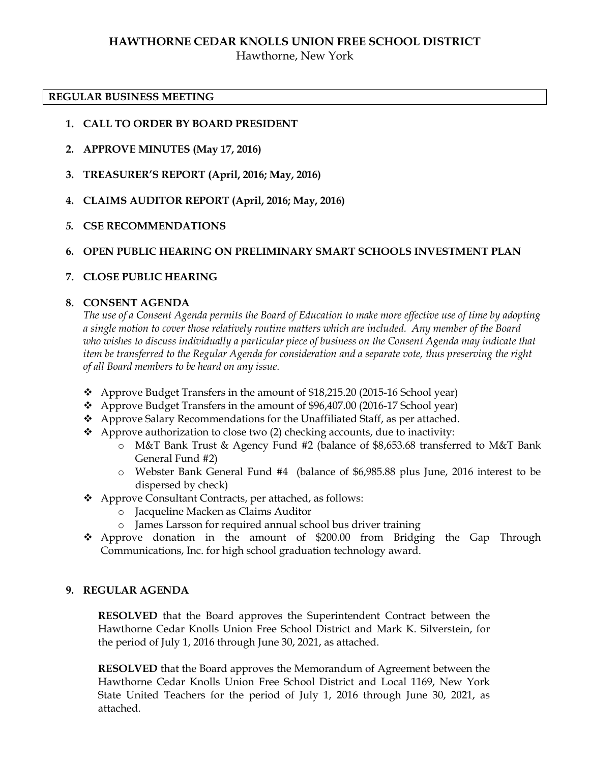# HAWTHORNE CEDAR KNOLLS UNION FREE SCHOOL DISTRICT

Hawthorne, New York

**REGULAR BUSINESS MEETING**

1. **CALL TO ORDER BY BOARD PRESIDENT**
2. **APPROVE MINUTES (May 17, 2016)**
3. **TREASURER'S REPORT (April, 2016; May, 2016)**
4. **CLAIMS AUDITOR REPORT (April, 2016; May, 2016)**
5. **CSE RECOMMENDATIONS**
6. **OPEN PUBLIC HEARING ON PRELIMINARY SMART SCHOOLS INVESTMENT PLAN**
7. **CLOSE PUBLIC HEARING**
8. **CONSENT AGENDA**

   *The use of a Consent Agenda permits the Board of Education to make more effective use of time by adopting a single motion to cover those relatively routine matters which are included. Any member of the Board who wishes to discuss individually a particular piece of business on the Consent Agenda may indicate that item be transferred to the Regular Agenda for consideration and a separate vote, thus preserving the right of all Board members to be heard on any issue.*

   - Approve Budget Transfers in the amount of $18,215.20 (2015-16 School year)
   - Approve Budget Transfers in the amount of $96,407.00 (2016-17 School year)
   - Approve Salary Recommendations for the Unaffiliated Staff, as per attached.
   - Approve authorization to close two (2) checking accounts, due to inactivity:
     - M&T Bank Trust & Agency Fund #2 (balance of $8,653.68 transferred to M&T Bank General Fund #2)
     - Webster Bank General Fund #4 (balance of $6,985.88 plus June, 2016 interest to be dispersed by check)
   - Approve Consultant Contracts, per attached, as follows:
     - Jacqueline Macken as Claims Auditor
     - James Larsson for required annual school bus driver training
   - Approve donation in the amount of $200.00 from Bridging the Gap Through Communications, Inc. for high school graduation technology award.

9. **REGULAR AGENDA**

   **RESOLVED** that the Board approves the Superintendent Contract between the Hawthorne Cedar Knolls Union Free School District and Mark K. Silverstein, for the period of July 1, 2016 through June 30, 2021, as attached.

   **RESOLVED** that the Board approves the Memorandum of Agreement between the Hawthorne Cedar Knolls Union Free School District and Local 1169, New York State United Teachers for the period of July 1, 2016 through June 30, 2021, as attached.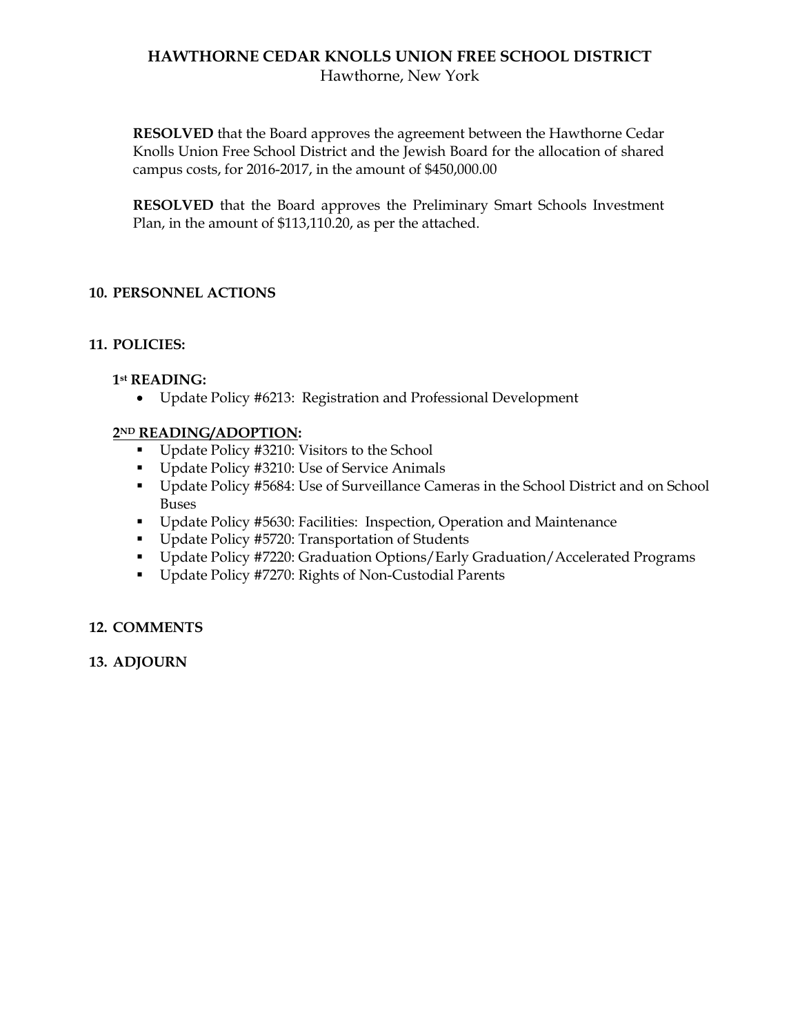# HAWTHORNE CEDAR KNOLLS UNION FREE SCHOOL DISTRICT

Hawthorne, New York

**RESOLVED** that the Board approves the agreement between the Hawthorne Cedar Knolls Union Free School District and the Jewish Board for the allocation of shared campus costs, for 2016-2017, in the amount of $450,000.00

**RESOLVED** that the Board approves the Preliminary Smart Schools Investment Plan, in the amount of $113,110.20, as per the attached.

## 10. PERSONNEL ACTIONS

## 11. POLICIES:

### 1st READING:

- Update Policy #6213: Registration and Professional Development

### 2ND READING/ADOPTION:

- Update Policy #3210: Visitors to the School
- Update Policy #3210: Use of Service Animals
- Update Policy #5684: Use of Surveillance Cameras in the School District and on School Buses
- Update Policy #5630: Facilities: Inspection, Operation and Maintenance
- Update Policy #5720: Transportation of Students
- Update Policy #7220: Graduation Options/Early Graduation/Accelerated Programs
- Update Policy #7270: Rights of Non-Custodial Parents

## 12. COMMENTS

## 13. ADJOURN